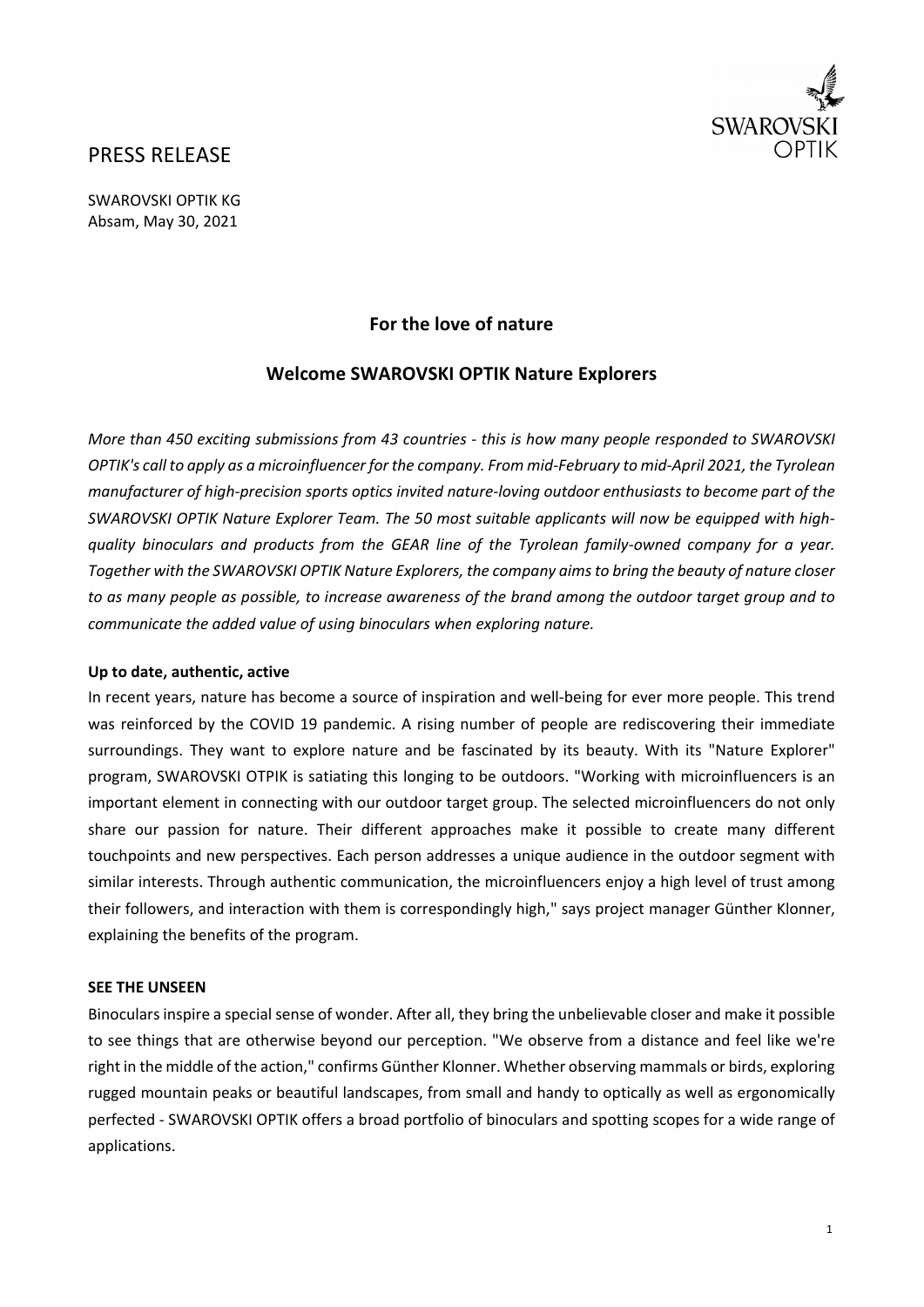# PRESS RELEASE

SWAROVSKI OPTIK KG
Absam, May 30, 2021

## For the love of nature

## Welcome SWAROVSKI OPTIK Nature Explorers

*More than 450 exciting submissions from 43 countries - this is how many people responded to SWAROVSKI OPTIK's call to apply as a microinfluencer for the company. From mid-February to mid-April 2021, the Tyrolean manufacturer of high-precision sports optics invited nature-loving outdoor enthusiasts to become part of the SWAROVSKI OPTIK Nature Explorer Team. The 50 most suitable applicants will now be equipped with high-quality binoculars and products from the GEAR line of the Tyrolean family-owned company for a year. Together with the SWAROVSKI OPTIK Nature Explorers, the company aims to bring the beauty of nature closer to as many people as possible, to increase awareness of the brand among the outdoor target group and to communicate the added value of using binoculars when exploring nature.*

**Up to date, authentic, active**

In recent years, nature has become a source of inspiration and well-being for ever more people. This trend was reinforced by the COVID 19 pandemic. A rising number of people are rediscovering their immediate surroundings. They want to explore nature and be fascinated by its beauty. With its "Nature Explorer" program, SWAROVSKI OTPIK is satiating this longing to be outdoors. "Working with microinfluencers is an important element in connecting with our outdoor target group. The selected microinfluencers do not only share our passion for nature. Their different approaches make it possible to create many different touchpoints and new perspectives. Each person addresses a unique audience in the outdoor segment with similar interests. Through authentic communication, the microinfluencers enjoy a high level of trust among their followers, and interaction with them is correspondingly high," says project manager Günther Klonner, explaining the benefits of the program.

**SEE THE UNSEEN**

Binoculars inspire a special sense of wonder. After all, they bring the unbelievable closer and make it possible to see things that are otherwise beyond our perception. "We observe from a distance and feel like we're right in the middle of the action," confirms Günther Klonner. Whether observing mammals or birds, exploring rugged mountain peaks or beautiful landscapes, from small and handy to optically as well as ergonomically perfected - SWAROVSKI OPTIK offers a broad portfolio of binoculars and spotting scopes for a wide range of applications.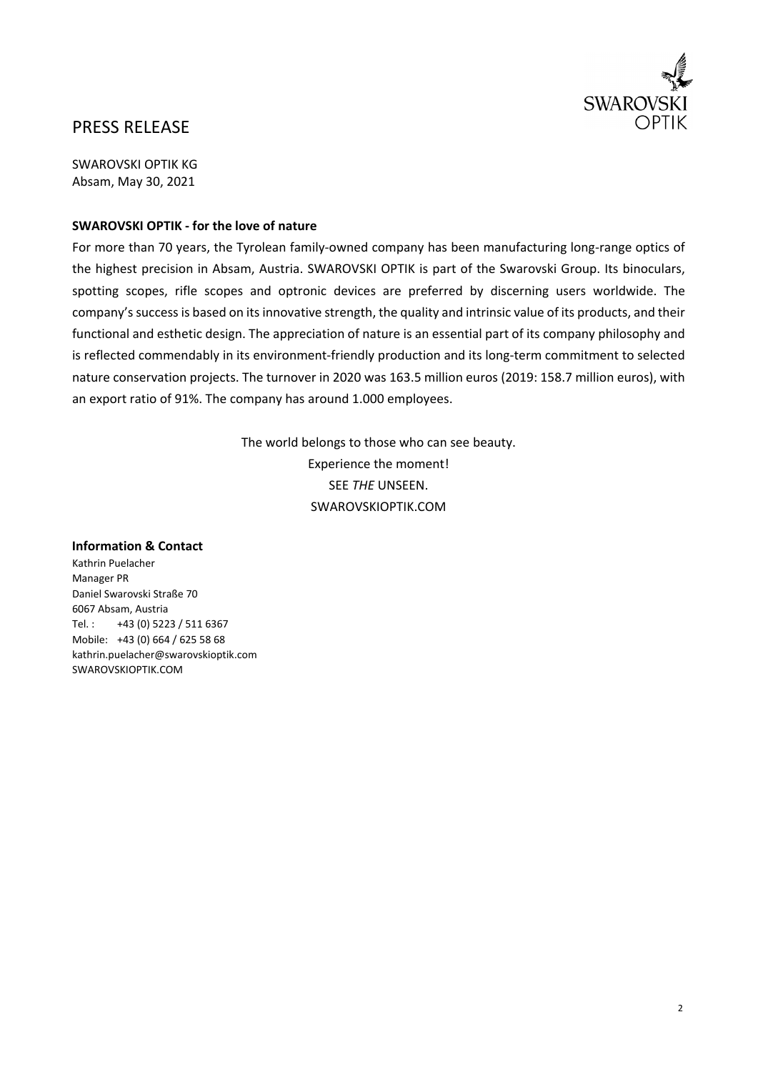# PRESS RELEASE

SWAROVSKI OPTIK KG
Absam, May 30, 2021

**SWAROVSKI OPTIK - for the love of nature**

For more than 70 years, the Tyrolean family-owned company has been manufacturing long-range optics of the highest precision in Absam, Austria. SWAROVSKI OPTIK is part of the Swarovski Group. Its binoculars, spotting scopes, rifle scopes and optronic devices are preferred by discerning users worldwide. The company's success is based on its innovative strength, the quality and intrinsic value of its products, and their functional and esthetic design. The appreciation of nature is an essential part of its company philosophy and is reflected commendably in its environment-friendly production and its long-term commitment to selected nature conservation projects. The turnover in 2020 was 163.5 million euros (2019: 158.7 million euros), with an export ratio of 91%. The company has around 1.000 employees.

The world belongs to those who can see beauty.
Experience the moment!
SEE *THE* UNSEEN.
SWAROVSKIOPTIK.COM

**Information & Contact**

Kathrin Puelacher
Manager PR
Daniel Swarovski Straße 70
6067 Absam, Austria
Tel. : +43 (0) 5223 / 511 6367
Mobile: +43 (0) 664 / 625 58 68
kathrin.puelacher@swarovskioptik.com
SWAROVSKIOPTIK.COM